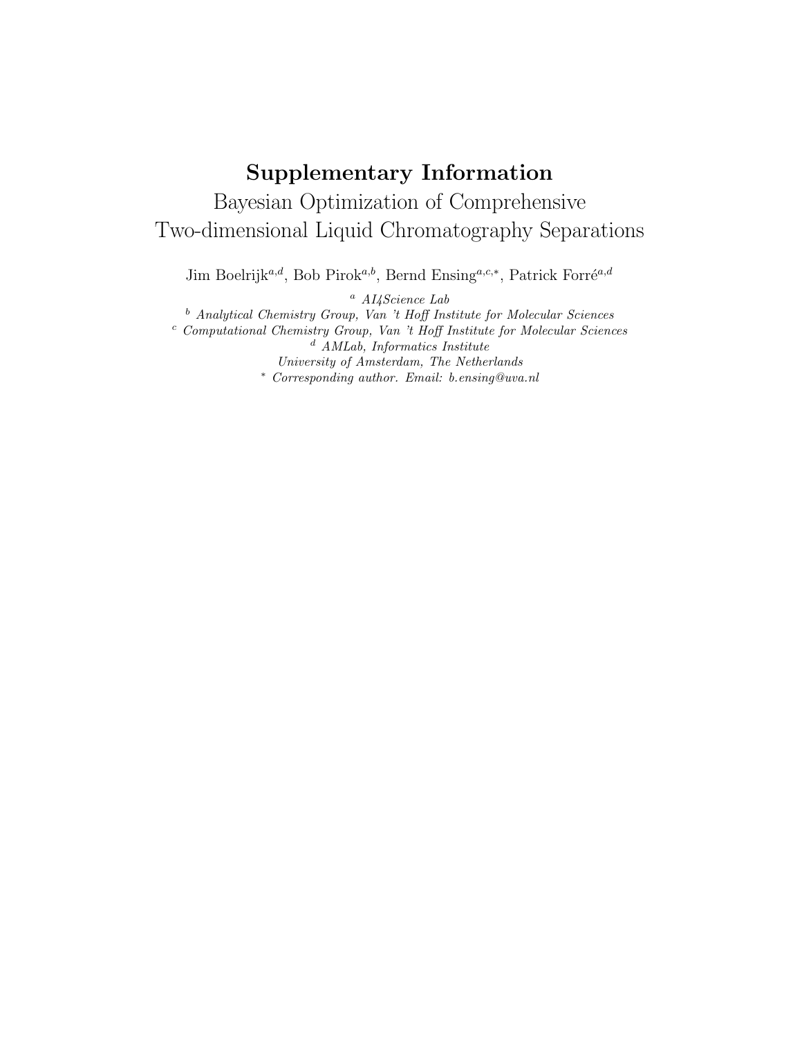# Supplementary Information

## Bayesian Optimization of Comprehensive Two-dimensional Liquid Chromatography Separations

Jim Boelrijk[a,d], Bob Pirok[a,b], Bernd Ensing[a,c,*], Patrick Forré[a,d]

[a] *AI4Science Lab*

[b] *Analytical Chemistry Group, Van 't Hoff Institute for Molecular Sciences*

[c] *Computational Chemistry Group, Van 't Hoff Institute for Molecular Sciences*

[d] *AMLab, Informatics Institute*

*University of Amsterdam, The Netherlands*

[*] *Corresponding author. Email: b.ensing@uva.nl*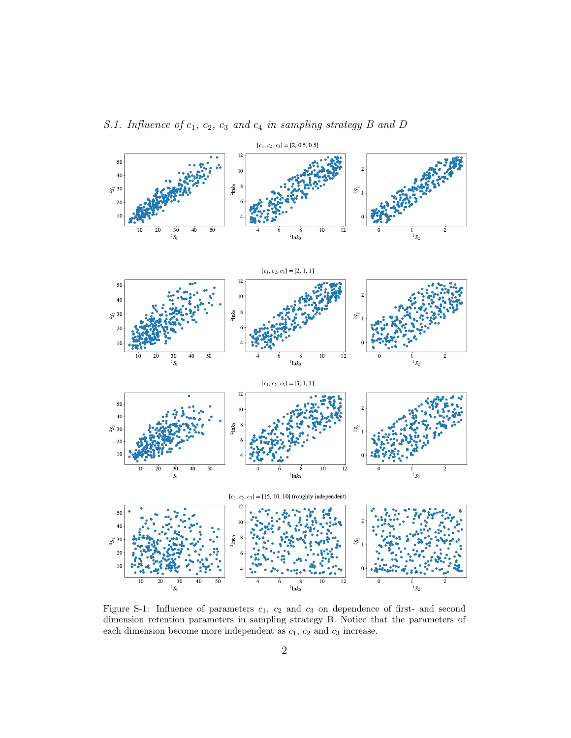### *S.1. Influence of $c_1$, $c_2$, $c_3$ and $c_4$ in sampling strategy B and D*

Figure S-1: Influence of parameters $c_1$, $c_2$ and $c_3$ on dependence of first- and second dimension retention parameters in sampling strategy B. Notice that the parameters of each dimension become more independent as $c_1$, $c_2$ and $c_3$ increase.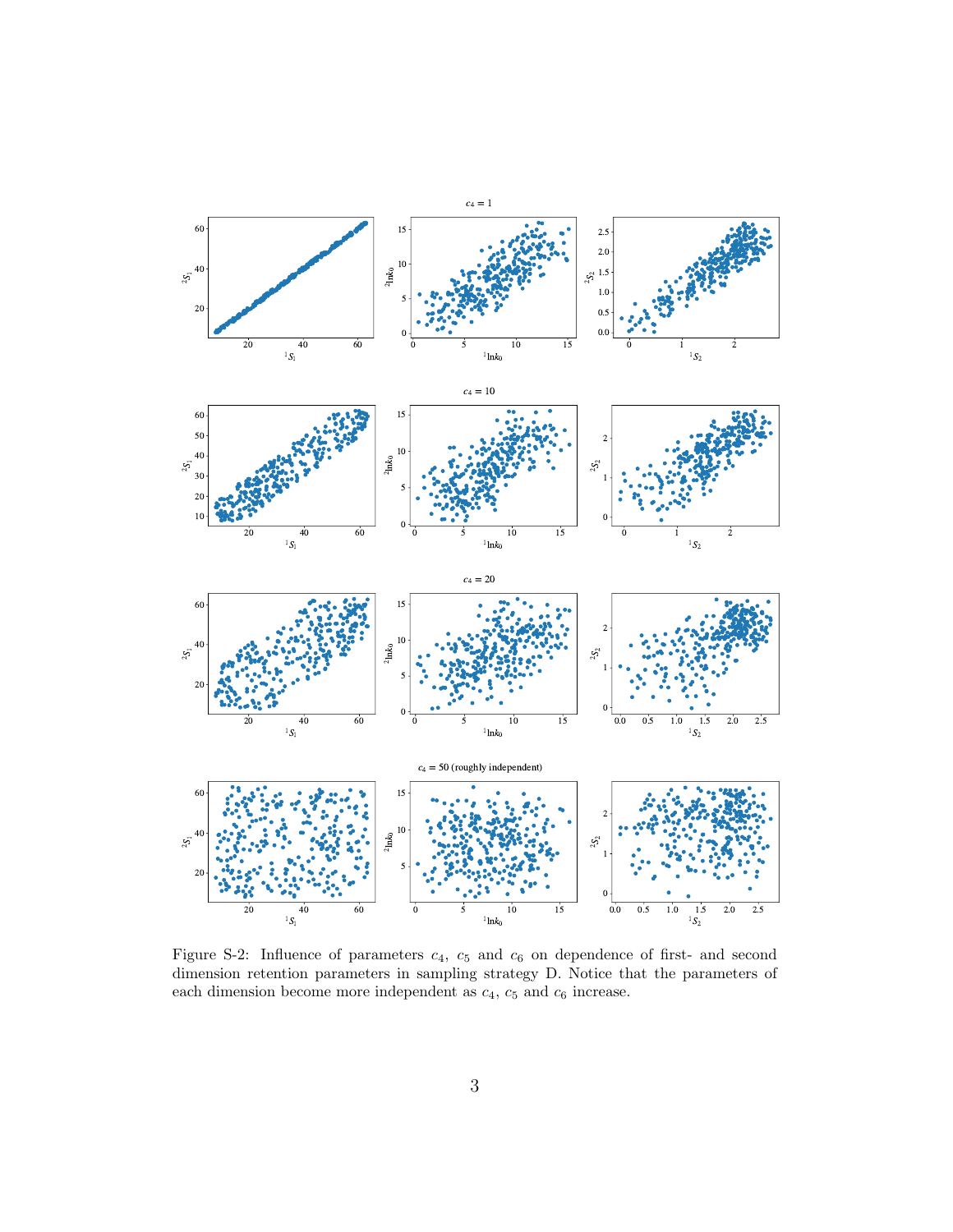Figure S-2: Influence of parameters $c_4$, $c_5$ and $c_6$ on dependence of first- and second dimension retention parameters in sampling strategy D. Notice that the parameters of each dimension become more independent as $c_4$, $c_5$ and $c_6$ increase.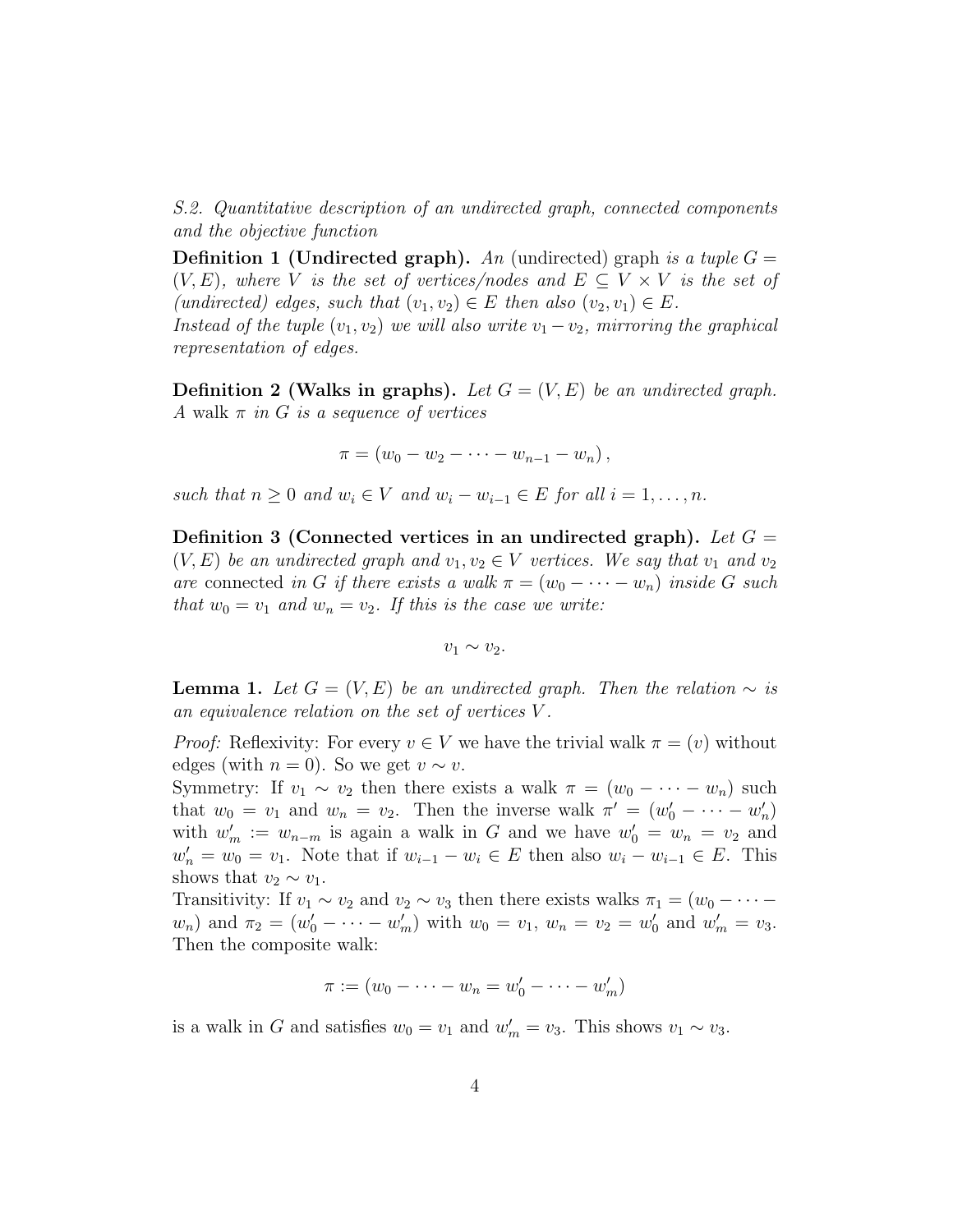*S.2. Quantitative description of an undirected graph, connected components and the objective function*

**Definition 1 (Undirected graph).** *An* (undirected) graph *is a tuple $G = (V, E)$, where $V$ is the set of vertices/nodes and $E \subseteq V \times V$ is the set of (undirected) edges, such that $(v_1, v_2) \in E$ then also $(v_2, v_1) \in E$.*
*Instead of the tuple $(v_1, v_2)$ we will also write $v_1 - v_2$, mirroring the graphical representation of edges.*

**Definition 2 (Walks in graphs).** *Let $G = (V, E)$ be an undirected graph. A* walk *$\pi$ in $G$ is a sequence of vertices*

$$\pi = (w_0 - w_2 - \cdots - w_{n-1} - w_n),$$

*such that $n \geq 0$ and $w_i \in V$ and $w_i - w_{i-1} \in E$ for all $i = 1, \ldots, n$.*

**Definition 3 (Connected vertices in an undirected graph).** *Let $G = (V, E)$ be an undirected graph and $v_1, v_2 \in V$ vertices. We say that $v_1$ and $v_2$ are* connected *in $G$ if there exists a walk $\pi = (w_0 - \cdots - w_n)$ inside $G$ such that $w_0 = v_1$ and $w_n = v_2$. If this is the case we write:*

$$v_1 \sim v_2.$$

**Lemma 1.** *Let $G = (V, E)$ be an undirected graph. Then the relation $\sim$ is an equivalence relation on the set of vertices $V$.*

*Proof:* Reflexivity: For every $v \in V$ we have the trivial walk $\pi = (v)$ without edges (with $n = 0$). So we get $v \sim v$.
Symmetry: If $v_1 \sim v_2$ then there exists a walk $\pi = (w_0 - \cdots - w_n)$ such that $w_0 = v_1$ and $w_n = v_2$. Then the inverse walk $\pi' = (w'_0 - \cdots - w'_n)$ with $w'_m := w_{n-m}$ is again a walk in $G$ and we have $w'_0 = w_n = v_2$ and $w'_n = w_0 = v_1$. Note that if $w_{i-1} - w_i \in E$ then also $w_i - w_{i-1} \in E$. This shows that $v_2 \sim v_1$.
Transitivity: If $v_1 \sim v_2$ and $v_2 \sim v_3$ then there exists walks $\pi_1 = (w_0 - \cdots - w_n)$ and $\pi_2 = (w'_0 - \cdots - w'_m)$ with $w_0 = v_1$, $w_n = v_2 = w'_0$ and $w'_m = v_3$. Then the composite walk:

$$\pi := (w_0 - \cdots - w_n = w'_0 - \cdots - w'_m)$$

is a walk in $G$ and satisfies $w_0 = v_1$ and $w'_m = v_3$. This shows $v_1 \sim v_3$.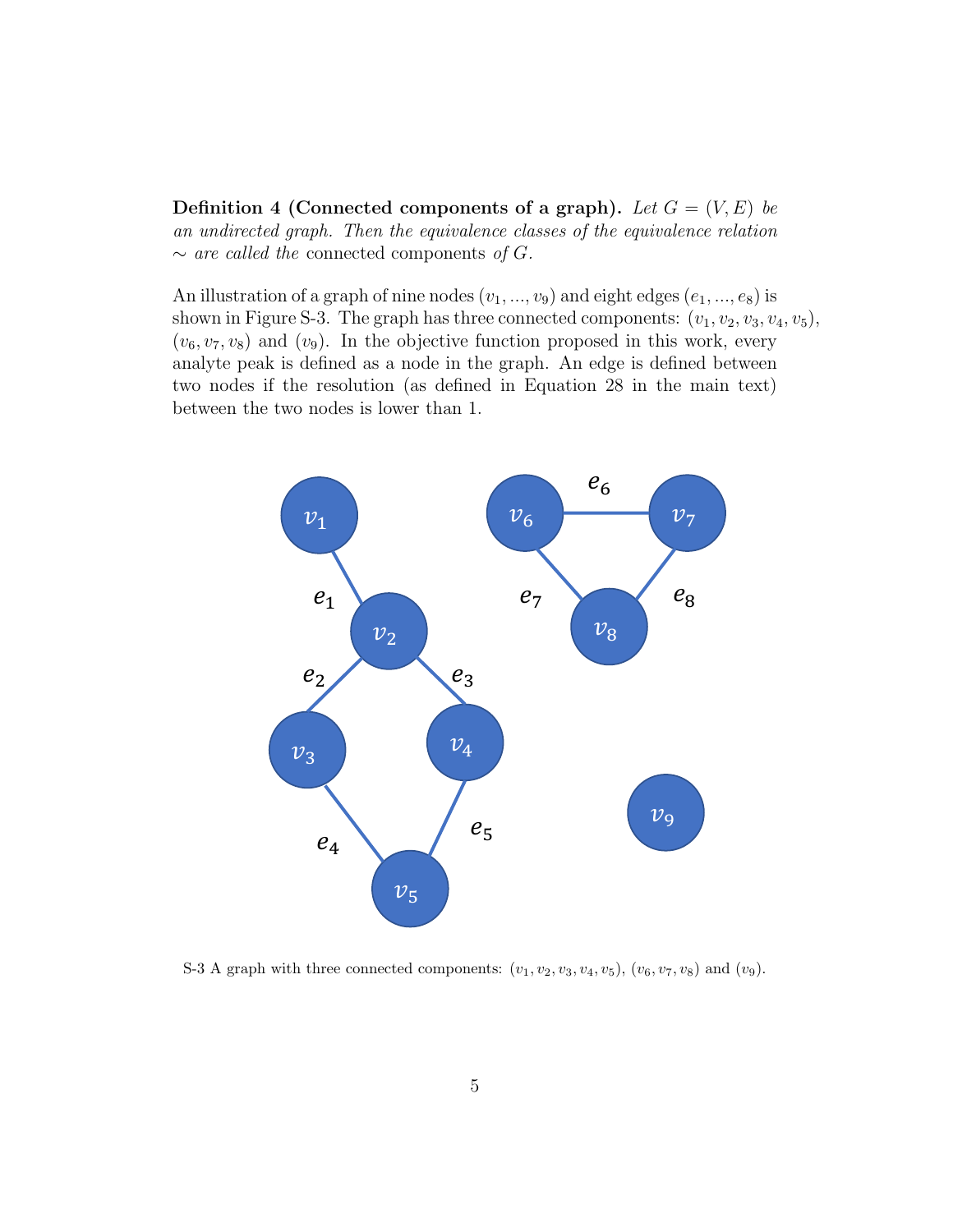**Definition 4 (Connected components of a graph).** *Let $G = (V, E)$ be an undirected graph. Then the equivalence classes of the equivalence relation $\sim$ are called the* connected components *of $G$.*

An illustration of a graph of nine nodes $(v_1, ..., v_9)$ and eight edges $(e_1, ..., e_8)$ is shown in Figure S-3. The graph has three connected components: $(v_1, v_2, v_3, v_4, v_5)$, $(v_6, v_7, v_8)$ and $(v_9)$. In the objective function proposed in this work, every analyte peak is defined as a node in the graph. An edge is defined between two nodes if the resolution (as defined in Equation 28 in the main text) between the two nodes is lower than 1.

S-3 A graph with three connected components: $(v_1, v_2, v_3, v_4, v_5)$, $(v_6, v_7, v_8)$ and $(v_9)$.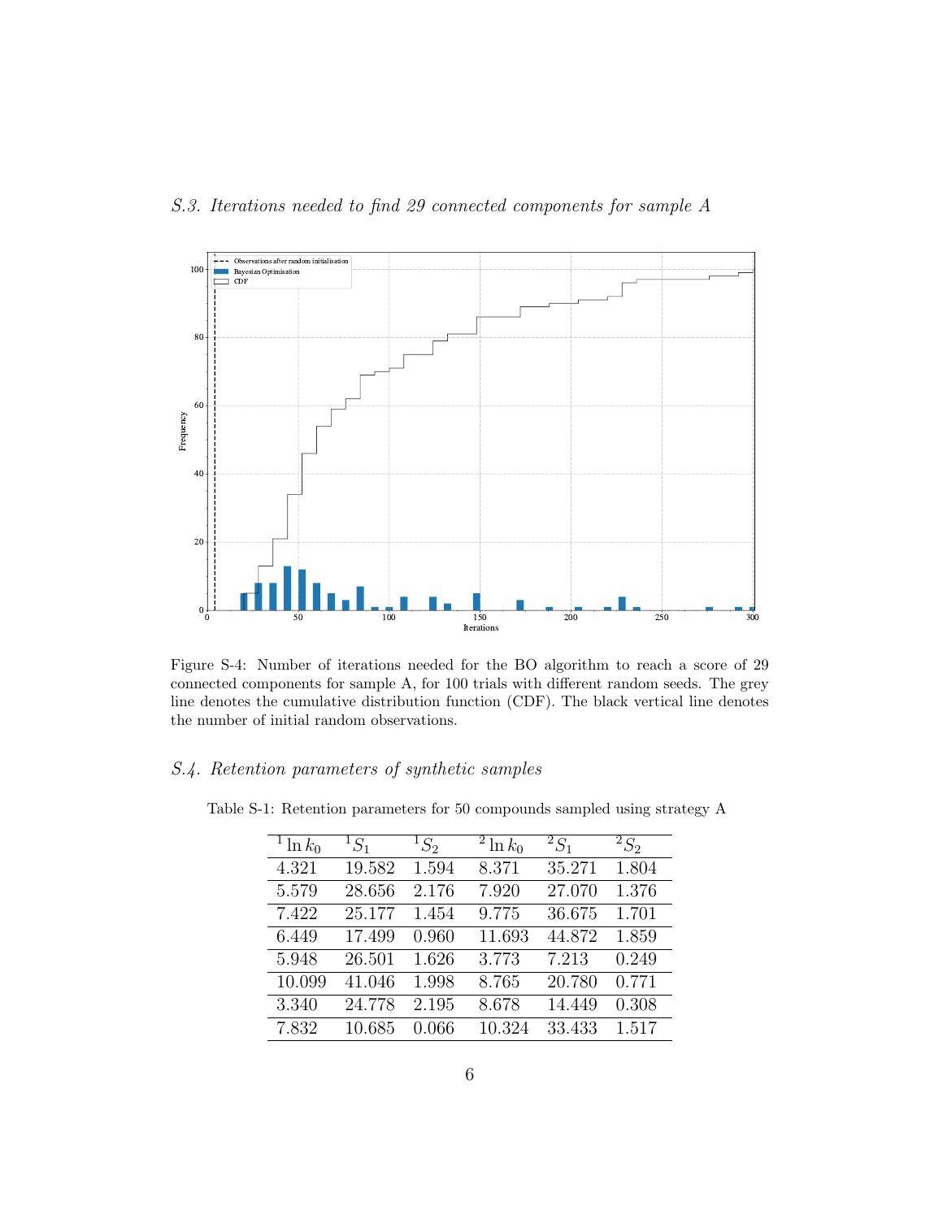### *S.3. Iterations needed to find 29 connected components for sample A*

Figure S-4: Number of iterations needed for the BO algorithm to reach a score of 29 connected components for sample A, for 100 trials with different random seeds. The grey line denotes the cumulative distribution function (CDF). The black vertical line denotes the number of initial random observations.

### *S.4. Retention parameters of synthetic samples*

Table S-1: Retention parameters for 50 compounds sampled using strategy A

| $^{1}\ln k_0$ | $^{1}S_1$ | $^{1}S_2$ | $^{2}\ln k_0$ | $^{2}S_1$ | $^{2}S_2$ |
|---|---|---|---|---|---|
| 4.321 | 19.582 | 1.594 | 8.371 | 35.271 | 1.804 |
| 5.579 | 28.656 | 2.176 | 7.920 | 27.070 | 1.376 |
| 7.422 | 25.177 | 1.454 | 9.775 | 36.675 | 1.701 |
| 6.449 | 17.499 | 0.960 | 11.693 | 44.872 | 1.859 |
| 5.948 | 26.501 | 1.626 | 3.773 | 7.213 | 0.249 |
| 10.099 | 41.046 | 1.998 | 8.765 | 20.780 | 0.771 |
| 3.340 | 24.778 | 2.195 | 8.678 | 14.449 | 0.308 |
| 7.832 | 10.685 | 0.066 | 10.324 | 33.433 | 1.517 |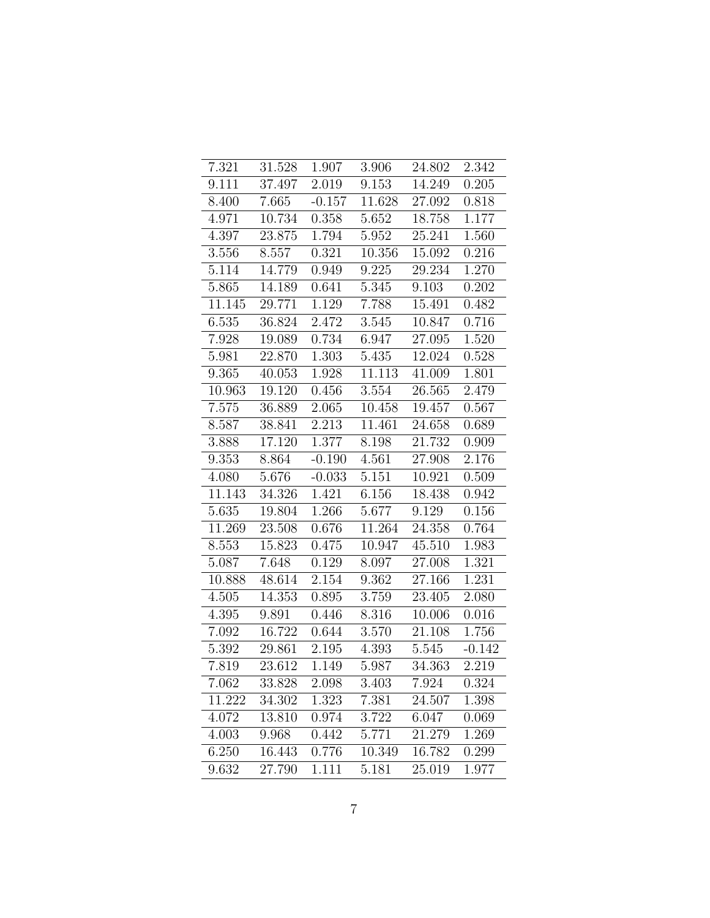| 7.321 | 31.528 | 1.907 | 3.906 | 24.802 | 2.342 |
|---|---|---|---|---|---|
| 9.111 | 37.497 | 2.019 | 9.153 | 14.249 | 0.205 |
| 8.400 | 7.665 | -0.157 | 11.628 | 27.092 | 0.818 |
| 4.971 | 10.734 | 0.358 | 5.652 | 18.758 | 1.177 |
| 4.397 | 23.875 | 1.794 | 5.952 | 25.241 | 1.560 |
| 3.556 | 8.557 | 0.321 | 10.356 | 15.092 | 0.216 |
| 5.114 | 14.779 | 0.949 | 9.225 | 29.234 | 1.270 |
| 5.865 | 14.189 | 0.641 | 5.345 | 9.103 | 0.202 |
| 11.145 | 29.771 | 1.129 | 7.788 | 15.491 | 0.482 |
| 6.535 | 36.824 | 2.472 | 3.545 | 10.847 | 0.716 |
| 7.928 | 19.089 | 0.734 | 6.947 | 27.095 | 1.520 |
| 5.981 | 22.870 | 1.303 | 5.435 | 12.024 | 0.528 |
| 9.365 | 40.053 | 1.928 | 11.113 | 41.009 | 1.801 |
| 10.963 | 19.120 | 0.456 | 3.554 | 26.565 | 2.479 |
| 7.575 | 36.889 | 2.065 | 10.458 | 19.457 | 0.567 |
| 8.587 | 38.841 | 2.213 | 11.461 | 24.658 | 0.689 |
| 3.888 | 17.120 | 1.377 | 8.198 | 21.732 | 0.909 |
| 9.353 | 8.864 | -0.190 | 4.561 | 27.908 | 2.176 |
| 4.080 | 5.676 | -0.033 | 5.151 | 10.921 | 0.509 |
| 11.143 | 34.326 | 1.421 | 6.156 | 18.438 | 0.942 |
| 5.635 | 19.804 | 1.266 | 5.677 | 9.129 | 0.156 |
| 11.269 | 23.508 | 0.676 | 11.264 | 24.358 | 0.764 |
| 8.553 | 15.823 | 0.475 | 10.947 | 45.510 | 1.983 |
| 5.087 | 7.648 | 0.129 | 8.097 | 27.008 | 1.321 |
| 10.888 | 48.614 | 2.154 | 9.362 | 27.166 | 1.231 |
| 4.505 | 14.353 | 0.895 | 3.759 | 23.405 | 2.080 |
| 4.395 | 9.891 | 0.446 | 8.316 | 10.006 | 0.016 |
| 7.092 | 16.722 | 0.644 | 3.570 | 21.108 | 1.756 |
| 5.392 | 29.861 | 2.195 | 4.393 | 5.545 | -0.142 |
| 7.819 | 23.612 | 1.149 | 5.987 | 34.363 | 2.219 |
| 7.062 | 33.828 | 2.098 | 3.403 | 7.924 | 0.324 |
| 11.222 | 34.302 | 1.323 | 7.381 | 24.507 | 1.398 |
| 4.072 | 13.810 | 0.974 | 3.722 | 6.047 | 0.069 |
| 4.003 | 9.968 | 0.442 | 5.771 | 21.279 | 1.269 |
| 6.250 | 16.443 | 0.776 | 10.349 | 16.782 | 0.299 |
| 9.632 | 27.790 | 1.111 | 5.181 | 25.019 | 1.977 |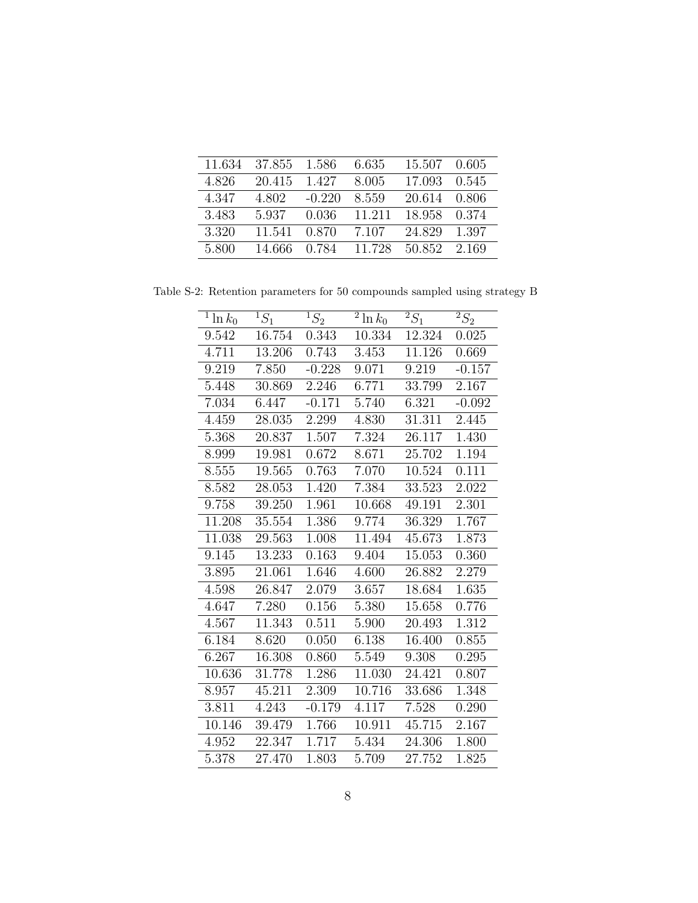| | | | | | |
|---|---|---|---|---|---|
| 11.634 | 37.855 | 1.586 | 6.635 | 15.507 | 0.605 |
| 4.826 | 20.415 | 1.427 | 8.005 | 17.093 | 0.545 |
| 4.347 | 4.802 | -0.220 | 8.559 | 20.614 | 0.806 |
| 3.483 | 5.937 | 0.036 | 11.211 | 18.958 | 0.374 |
| 3.320 | 11.541 | 0.870 | 7.107 | 24.829 | 1.397 |
| 5.800 | 14.666 | 0.784 | 11.728 | 50.852 | 2.169 |

Table S-2: Retention parameters for 50 compounds sampled using strategy B

| ${}^{1}\ln k_0$ | ${}^{1}S_1$ | ${}^{1}S_2$ | ${}^{2}\ln k_0$ | ${}^{2}S_1$ | ${}^{2}S_2$ |
|---|---|---|---|---|---|
| 9.542 | 16.754 | 0.343 | 10.334 | 12.324 | 0.025 |
| 4.711 | 13.206 | 0.743 | 3.453 | 11.126 | 0.669 |
| 9.219 | 7.850 | -0.228 | 9.071 | 9.219 | -0.157 |
| 5.448 | 30.869 | 2.246 | 6.771 | 33.799 | 2.167 |
| 7.034 | 6.447 | -0.171 | 5.740 | 6.321 | -0.092 |
| 4.459 | 28.035 | 2.299 | 4.830 | 31.311 | 2.445 |
| 5.368 | 20.837 | 1.507 | 7.324 | 26.117 | 1.430 |
| 8.999 | 19.981 | 0.672 | 8.671 | 25.702 | 1.194 |
| 8.555 | 19.565 | 0.763 | 7.070 | 10.524 | 0.111 |
| 8.582 | 28.053 | 1.420 | 7.384 | 33.523 | 2.022 |
| 9.758 | 39.250 | 1.961 | 10.668 | 49.191 | 2.301 |
| 11.208 | 35.554 | 1.386 | 9.774 | 36.329 | 1.767 |
| 11.038 | 29.563 | 1.008 | 11.494 | 45.673 | 1.873 |
| 9.145 | 13.233 | 0.163 | 9.404 | 15.053 | 0.360 |
| 3.895 | 21.061 | 1.646 | 4.600 | 26.882 | 2.279 |
| 4.598 | 26.847 | 2.079 | 3.657 | 18.684 | 1.635 |
| 4.647 | 7.280 | 0.156 | 5.380 | 15.658 | 0.776 |
| 4.567 | 11.343 | 0.511 | 5.900 | 20.493 | 1.312 |
| 6.184 | 8.620 | 0.050 | 6.138 | 16.400 | 0.855 |
| 6.267 | 16.308 | 0.860 | 5.549 | 9.308 | 0.295 |
| 10.636 | 31.778 | 1.286 | 11.030 | 24.421 | 0.807 |
| 8.957 | 45.211 | 2.309 | 10.716 | 33.686 | 1.348 |
| 3.811 | 4.243 | -0.179 | 4.117 | 7.528 | 0.290 |
| 10.146 | 39.479 | 1.766 | 10.911 | 45.715 | 2.167 |
| 4.952 | 22.347 | 1.717 | 5.434 | 24.306 | 1.800 |
| 5.378 | 27.470 | 1.803 | 5.709 | 27.752 | 1.825 |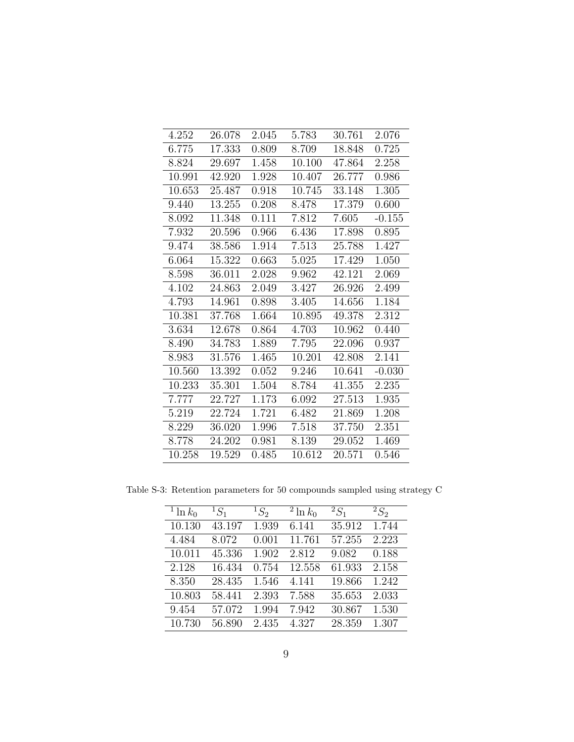| | | | | | |
|---|---|---|---|---|---|
| 4.252 | 26.078 | 2.045 | 5.783 | 30.761 | 2.076 |
| 6.775 | 17.333 | 0.809 | 8.709 | 18.848 | 0.725 |
| 8.824 | 29.697 | 1.458 | 10.100 | 47.864 | 2.258 |
| 10.991 | 42.920 | 1.928 | 10.407 | 26.777 | 0.986 |
| 10.653 | 25.487 | 0.918 | 10.745 | 33.148 | 1.305 |
| 9.440 | 13.255 | 0.208 | 8.478 | 17.379 | 0.600 |
| 8.092 | 11.348 | 0.111 | 7.812 | 7.605 | -0.155 |
| 7.932 | 20.596 | 0.966 | 6.436 | 17.898 | 0.895 |
| 9.474 | 38.586 | 1.914 | 7.513 | 25.788 | 1.427 |
| 6.064 | 15.322 | 0.663 | 5.025 | 17.429 | 1.050 |
| 8.598 | 36.011 | 2.028 | 9.962 | 42.121 | 2.069 |
| 4.102 | 24.863 | 2.049 | 3.427 | 26.926 | 2.499 |
| 4.793 | 14.961 | 0.898 | 3.405 | 14.656 | 1.184 |
| 10.381 | 37.768 | 1.664 | 10.895 | 49.378 | 2.312 |
| 3.634 | 12.678 | 0.864 | 4.703 | 10.962 | 0.440 |
| 8.490 | 34.783 | 1.889 | 7.795 | 22.096 | 0.937 |
| 8.983 | 31.576 | 1.465 | 10.201 | 42.808 | 2.141 |
| 10.560 | 13.392 | 0.052 | 9.246 | 10.641 | -0.030 |
| 10.233 | 35.301 | 1.504 | 8.784 | 41.355 | 2.235 |
| 7.777 | 22.727 | 1.173 | 6.092 | 27.513 | 1.935 |
| 5.219 | 22.724 | 1.721 | 6.482 | 21.869 | 1.208 |
| 8.229 | 36.020 | 1.996 | 7.518 | 37.750 | 2.351 |
| 8.778 | 24.202 | 0.981 | 8.139 | 29.052 | 1.469 |
| 10.258 | 19.529 | 0.485 | 10.612 | 20.571 | 0.546 |

Table S-3: Retention parameters for 50 compounds sampled using strategy C

| ${}^{1}\ln k_0$ | ${}^{1}S_1$ | ${}^{1}S_2$ | ${}^{2}\ln k_0$ | ${}^{2}S_1$ | ${}^{2}S_2$ |
|---|---|---|---|---|---|
| 10.130 | 43.197 | 1.939 | 6.141 | 35.912 | 1.744 |
| 4.484 | 8.072 | 0.001 | 11.761 | 57.255 | 2.223 |
| 10.011 | 45.336 | 1.902 | 2.812 | 9.082 | 0.188 |
| 2.128 | 16.434 | 0.754 | 12.558 | 61.933 | 2.158 |
| 8.350 | 28.435 | 1.546 | 4.141 | 19.866 | 1.242 |
| 10.803 | 58.441 | 2.393 | 7.588 | 35.653 | 2.033 |
| 9.454 | 57.072 | 1.994 | 7.942 | 30.867 | 1.530 |
| 10.730 | 56.890 | 2.435 | 4.327 | 28.359 | 1.307 |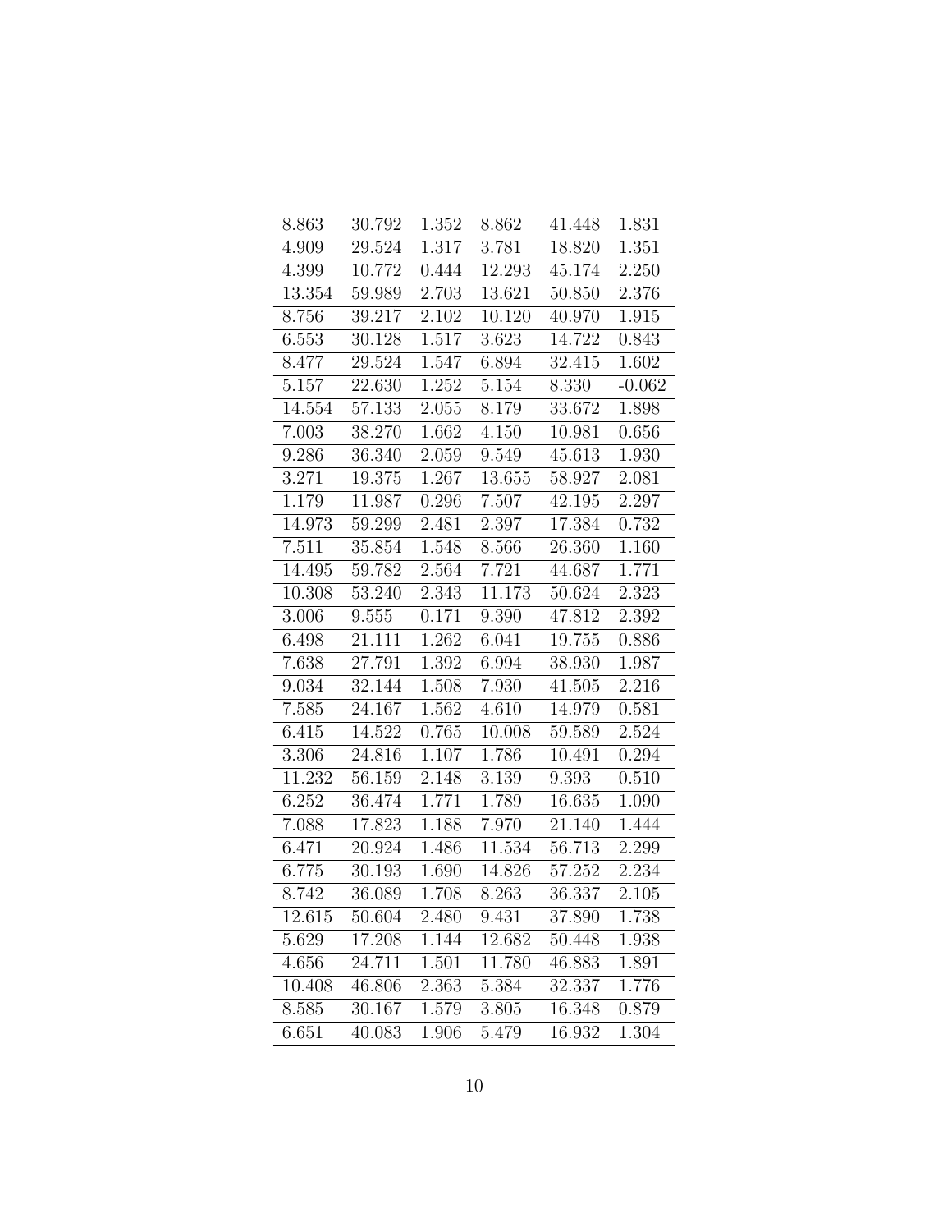| | | | | | |
|---|---|---|---|---|---|
| 8.863 | 30.792 | 1.352 | 8.862 | 41.448 | 1.831 |
| 4.909 | 29.524 | 1.317 | 3.781 | 18.820 | 1.351 |
| 4.399 | 10.772 | 0.444 | 12.293 | 45.174 | 2.250 |
| 13.354 | 59.989 | 2.703 | 13.621 | 50.850 | 2.376 |
| 8.756 | 39.217 | 2.102 | 10.120 | 40.970 | 1.915 |
| 6.553 | 30.128 | 1.517 | 3.623 | 14.722 | 0.843 |
| 8.477 | 29.524 | 1.547 | 6.894 | 32.415 | 1.602 |
| 5.157 | 22.630 | 1.252 | 5.154 | 8.330 | -0.062 |
| 14.554 | 57.133 | 2.055 | 8.179 | 33.672 | 1.898 |
| 7.003 | 38.270 | 1.662 | 4.150 | 10.981 | 0.656 |
| 9.286 | 36.340 | 2.059 | 9.549 | 45.613 | 1.930 |
| 3.271 | 19.375 | 1.267 | 13.655 | 58.927 | 2.081 |
| 1.179 | 11.987 | 0.296 | 7.507 | 42.195 | 2.297 |
| 14.973 | 59.299 | 2.481 | 2.397 | 17.384 | 0.732 |
| 7.511 | 35.854 | 1.548 | 8.566 | 26.360 | 1.160 |
| 14.495 | 59.782 | 2.564 | 7.721 | 44.687 | 1.771 |
| 10.308 | 53.240 | 2.343 | 11.173 | 50.624 | 2.323 |
| 3.006 | 9.555 | 0.171 | 9.390 | 47.812 | 2.392 |
| 6.498 | 21.111 | 1.262 | 6.041 | 19.755 | 0.886 |
| 7.638 | 27.791 | 1.392 | 6.994 | 38.930 | 1.987 |
| 9.034 | 32.144 | 1.508 | 7.930 | 41.505 | 2.216 |
| 7.585 | 24.167 | 1.562 | 4.610 | 14.979 | 0.581 |
| 6.415 | 14.522 | 0.765 | 10.008 | 59.589 | 2.524 |
| 3.306 | 24.816 | 1.107 | 1.786 | 10.491 | 0.294 |
| 11.232 | 56.159 | 2.148 | 3.139 | 9.393 | 0.510 |
| 6.252 | 36.474 | 1.771 | 1.789 | 16.635 | 1.090 |
| 7.088 | 17.823 | 1.188 | 7.970 | 21.140 | 1.444 |
| 6.471 | 20.924 | 1.486 | 11.534 | 56.713 | 2.299 |
| 6.775 | 30.193 | 1.690 | 14.826 | 57.252 | 2.234 |
| 8.742 | 36.089 | 1.708 | 8.263 | 36.337 | 2.105 |
| 12.615 | 50.604 | 2.480 | 9.431 | 37.890 | 1.738 |
| 5.629 | 17.208 | 1.144 | 12.682 | 50.448 | 1.938 |
| 4.656 | 24.711 | 1.501 | 11.780 | 46.883 | 1.891 |
| 10.408 | 46.806 | 2.363 | 5.384 | 32.337 | 1.776 |
| 8.585 | 30.167 | 1.579 | 3.805 | 16.348 | 0.879 |
| 6.651 | 40.083 | 1.906 | 5.479 | 16.932 | 1.304 |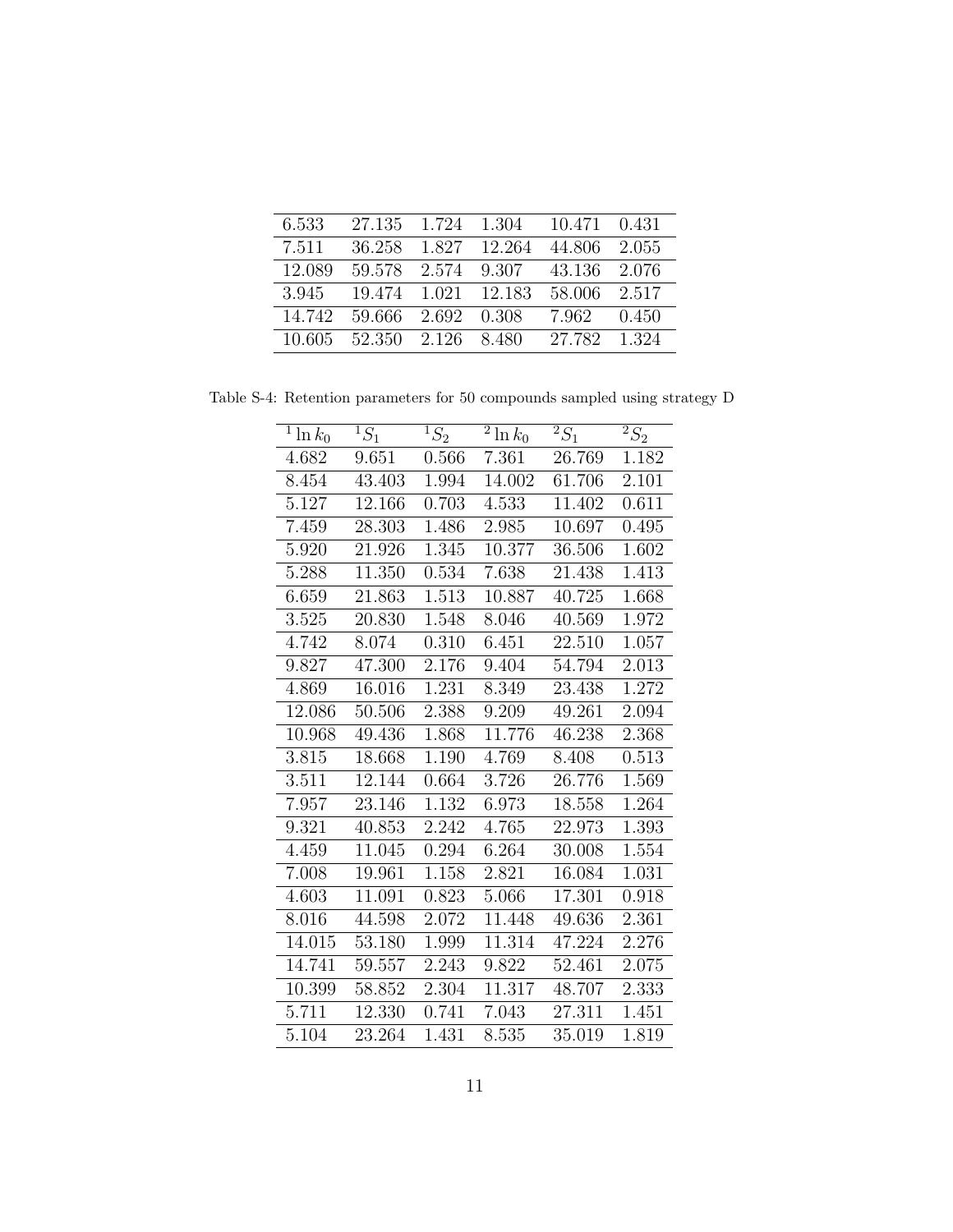| | | | | | |
|---|---|---|---|---|---|
| 6.533 | 27.135 | 1.724 | 1.304 | 10.471 | 0.431 |
| 7.511 | 36.258 | 1.827 | 12.264 | 44.806 | 2.055 |
| 12.089 | 59.578 | 2.574 | 9.307 | 43.136 | 2.076 |
| 3.945 | 19.474 | 1.021 | 12.183 | 58.006 | 2.517 |
| 14.742 | 59.666 | 2.692 | 0.308 | 7.962 | 0.450 |
| 10.605 | 52.350 | 2.126 | 8.480 | 27.782 | 1.324 |

Table S-4: Retention parameters for 50 compounds sampled using strategy D

| $^1\ln k_0$ | $^1S_1$ | $^1S_2$ | $^2\ln k_0$ | $^2S_1$ | $^2S_2$ |
|---|---|---|---|---|---|
| 4.682 | 9.651 | 0.566 | 7.361 | 26.769 | 1.182 |
| 8.454 | 43.403 | 1.994 | 14.002 | 61.706 | 2.101 |
| 5.127 | 12.166 | 0.703 | 4.533 | 11.402 | 0.611 |
| 7.459 | 28.303 | 1.486 | 2.985 | 10.697 | 0.495 |
| 5.920 | 21.926 | 1.345 | 10.377 | 36.506 | 1.602 |
| 5.288 | 11.350 | 0.534 | 7.638 | 21.438 | 1.413 |
| 6.659 | 21.863 | 1.513 | 10.887 | 40.725 | 1.668 |
| 3.525 | 20.830 | 1.548 | 8.046 | 40.569 | 1.972 |
| 4.742 | 8.074 | 0.310 | 6.451 | 22.510 | 1.057 |
| 9.827 | 47.300 | 2.176 | 9.404 | 54.794 | 2.013 |
| 4.869 | 16.016 | 1.231 | 8.349 | 23.438 | 1.272 |
| 12.086 | 50.506 | 2.388 | 9.209 | 49.261 | 2.094 |
| 10.968 | 49.436 | 1.868 | 11.776 | 46.238 | 2.368 |
| 3.815 | 18.668 | 1.190 | 4.769 | 8.408 | 0.513 |
| 3.511 | 12.144 | 0.664 | 3.726 | 26.776 | 1.569 |
| 7.957 | 23.146 | 1.132 | 6.973 | 18.558 | 1.264 |
| 9.321 | 40.853 | 2.242 | 4.765 | 22.973 | 1.393 |
| 4.459 | 11.045 | 0.294 | 6.264 | 30.008 | 1.554 |
| 7.008 | 19.961 | 1.158 | 2.821 | 16.084 | 1.031 |
| 4.603 | 11.091 | 0.823 | 5.066 | 17.301 | 0.918 |
| 8.016 | 44.598 | 2.072 | 11.448 | 49.636 | 2.361 |
| 14.015 | 53.180 | 1.999 | 11.314 | 47.224 | 2.276 |
| 14.741 | 59.557 | 2.243 | 9.822 | 52.461 | 2.075 |
| 10.399 | 58.852 | 2.304 | 11.317 | 48.707 | 2.333 |
| 5.711 | 12.330 | 0.741 | 7.043 | 27.311 | 1.451 |
| 5.104 | 23.264 | 1.431 | 8.535 | 35.019 | 1.819 |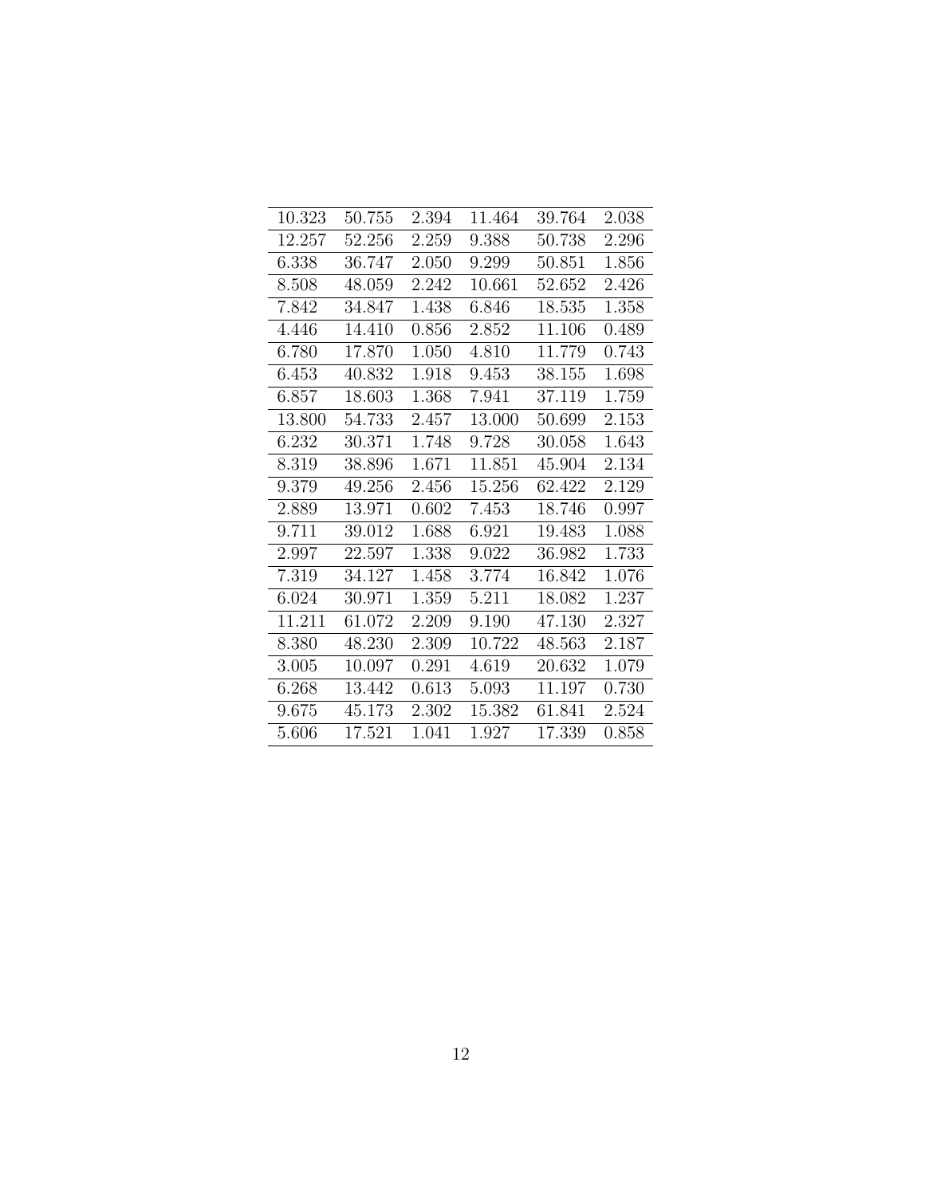| | | | | | |
|---|---|---|---|---|---|
| 10.323 | 50.755 | 2.394 | 11.464 | 39.764 | 2.038 |
| 12.257 | 52.256 | 2.259 | 9.388 | 50.738 | 2.296 |
| 6.338 | 36.747 | 2.050 | 9.299 | 50.851 | 1.856 |
| 8.508 | 48.059 | 2.242 | 10.661 | 52.652 | 2.426 |
| 7.842 | 34.847 | 1.438 | 6.846 | 18.535 | 1.358 |
| 4.446 | 14.410 | 0.856 | 2.852 | 11.106 | 0.489 |
| 6.780 | 17.870 | 1.050 | 4.810 | 11.779 | 0.743 |
| 6.453 | 40.832 | 1.918 | 9.453 | 38.155 | 1.698 |
| 6.857 | 18.603 | 1.368 | 7.941 | 37.119 | 1.759 |
| 13.800 | 54.733 | 2.457 | 13.000 | 50.699 | 2.153 |
| 6.232 | 30.371 | 1.748 | 9.728 | 30.058 | 1.643 |
| 8.319 | 38.896 | 1.671 | 11.851 | 45.904 | 2.134 |
| 9.379 | 49.256 | 2.456 | 15.256 | 62.422 | 2.129 |
| 2.889 | 13.971 | 0.602 | 7.453 | 18.746 | 0.997 |
| 9.711 | 39.012 | 1.688 | 6.921 | 19.483 | 1.088 |
| 2.997 | 22.597 | 1.338 | 9.022 | 36.982 | 1.733 |
| 7.319 | 34.127 | 1.458 | 3.774 | 16.842 | 1.076 |
| 6.024 | 30.971 | 1.359 | 5.211 | 18.082 | 1.237 |
| 11.211 | 61.072 | 2.209 | 9.190 | 47.130 | 2.327 |
| 8.380 | 48.230 | 2.309 | 10.722 | 48.563 | 2.187 |
| 3.005 | 10.097 | 0.291 | 4.619 | 20.632 | 1.079 |
| 6.268 | 13.442 | 0.613 | 5.093 | 11.197 | 0.730 |
| 9.675 | 45.173 | 2.302 | 15.382 | 61.841 | 2.524 |
| 5.606 | 17.521 | 1.041 | 1.927 | 17.339 | 0.858 |